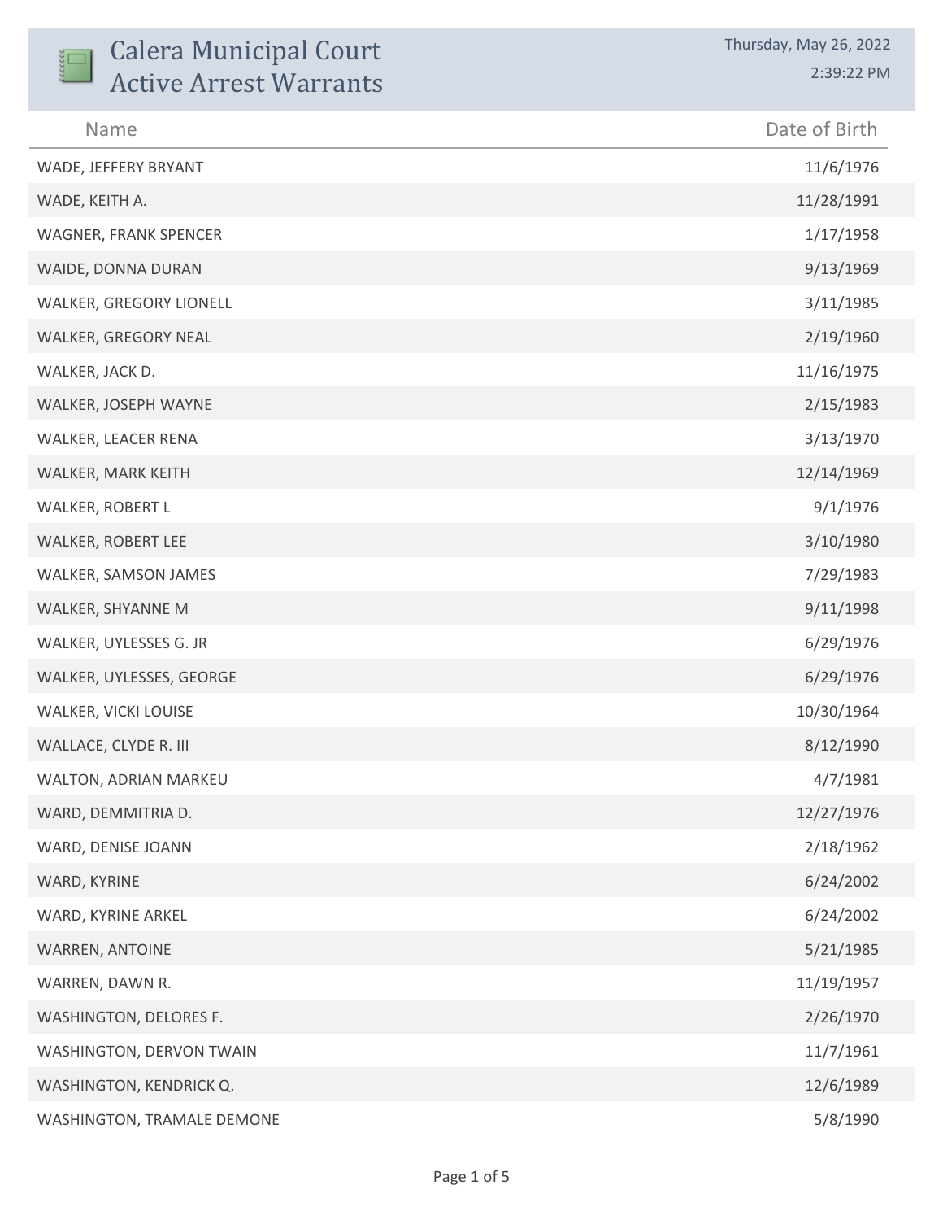# Calera Municipal Court
# Active Arrest Warrants

Thursday, May 26, 2022
2:39:22 PM

| Name | Date of Birth |
|---|---|
| WADE, JEFFERY BRYANT | 11/6/1976 |
| WADE, KEITH A. | 11/28/1991 |
| WAGNER, FRANK SPENCER | 1/17/1958 |
| WAIDE, DONNA DURAN | 9/13/1969 |
| WALKER, GREGORY LIONELL | 3/11/1985 |
| WALKER, GREGORY NEAL | 2/19/1960 |
| WALKER, JACK D. | 11/16/1975 |
| WALKER, JOSEPH WAYNE | 2/15/1983 |
| WALKER, LEACER RENA | 3/13/1970 |
| WALKER, MARK KEITH | 12/14/1969 |
| WALKER, ROBERT L | 9/1/1976 |
| WALKER, ROBERT LEE | 3/10/1980 |
| WALKER, SAMSON JAMES | 7/29/1983 |
| WALKER, SHYANNE M | 9/11/1998 |
| WALKER, UYLESSES G. JR | 6/29/1976 |
| WALKER, UYLESSES, GEORGE | 6/29/1976 |
| WALKER, VICKI LOUISE | 10/30/1964 |
| WALLACE, CLYDE R. III | 8/12/1990 |
| WALTON, ADRIAN MARKEU | 4/7/1981 |
| WARD, DEMMITRIA D. | 12/27/1976 |
| WARD, DENISE JOANN | 2/18/1962 |
| WARD, KYRINE | 6/24/2002 |
| WARD, KYRINE ARKEL | 6/24/2002 |
| WARREN, ANTOINE | 5/21/1985 |
| WARREN, DAWN R. | 11/19/1957 |
| WASHINGTON, DELORES F. | 2/26/1970 |
| WASHINGTON, DERVON TWAIN | 11/7/1961 |
| WASHINGTON, KENDRICK Q. | 12/6/1989 |
| WASHINGTON, TRAMALE DEMONE | 5/8/1990 |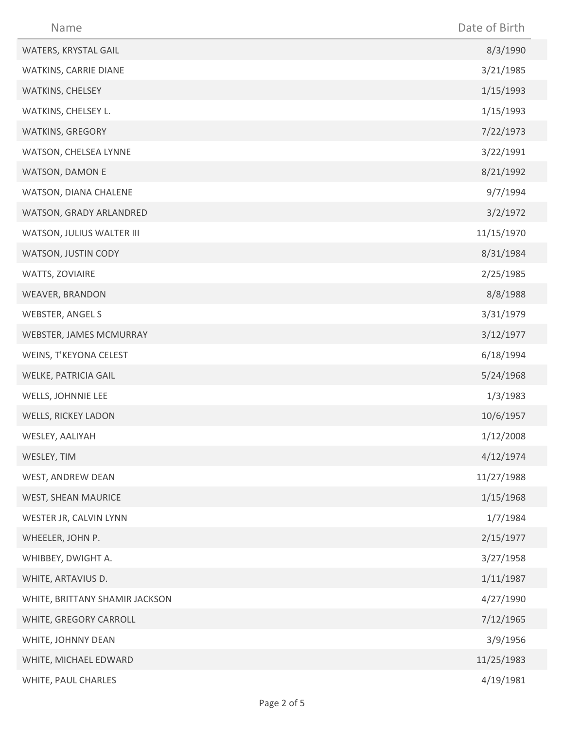| Name | Date of Birth |
| --- | --- |
| WATERS, KRYSTAL GAIL | 8/3/1990 |
| WATKINS, CARRIE DIANE | 3/21/1985 |
| WATKINS, CHELSEY | 1/15/1993 |
| WATKINS, CHELSEY L. | 1/15/1993 |
| WATKINS, GREGORY | 7/22/1973 |
| WATSON, CHELSEA LYNNE | 3/22/1991 |
| WATSON, DAMON E | 8/21/1992 |
| WATSON, DIANA CHALENE | 9/7/1994 |
| WATSON, GRADY ARLANDRED | 3/2/1972 |
| WATSON, JULIUS WALTER III | 11/15/1970 |
| WATSON, JUSTIN CODY | 8/31/1984 |
| WATTS, ZOVIAIRE | 2/25/1985 |
| WEAVER, BRANDON | 8/8/1988 |
| WEBSTER, ANGEL S | 3/31/1979 |
| WEBSTER, JAMES MCMURRAY | 3/12/1977 |
| WEINS, T'KEYONA CELEST | 6/18/1994 |
| WELKE, PATRICIA GAIL | 5/24/1968 |
| WELLS, JOHNNIE LEE | 1/3/1983 |
| WELLS, RICKEY LADON | 10/6/1957 |
| WESLEY, AALIYAH | 1/12/2008 |
| WESLEY, TIM | 4/12/1974 |
| WEST, ANDREW DEAN | 11/27/1988 |
| WEST, SHEAN MAURICE | 1/15/1968 |
| WESTER JR, CALVIN LYNN | 1/7/1984 |
| WHEELER, JOHN P. | 2/15/1977 |
| WHIBBEY, DWIGHT A. | 3/27/1958 |
| WHITE, ARTAVIUS D. | 1/11/1987 |
| WHITE, BRITTANY SHAMIR JACKSON | 4/27/1990 |
| WHITE, GREGORY CARROLL | 7/12/1965 |
| WHITE, JOHNNY DEAN | 3/9/1956 |
| WHITE, MICHAEL EDWARD | 11/25/1983 |
| WHITE, PAUL CHARLES | 4/19/1981 |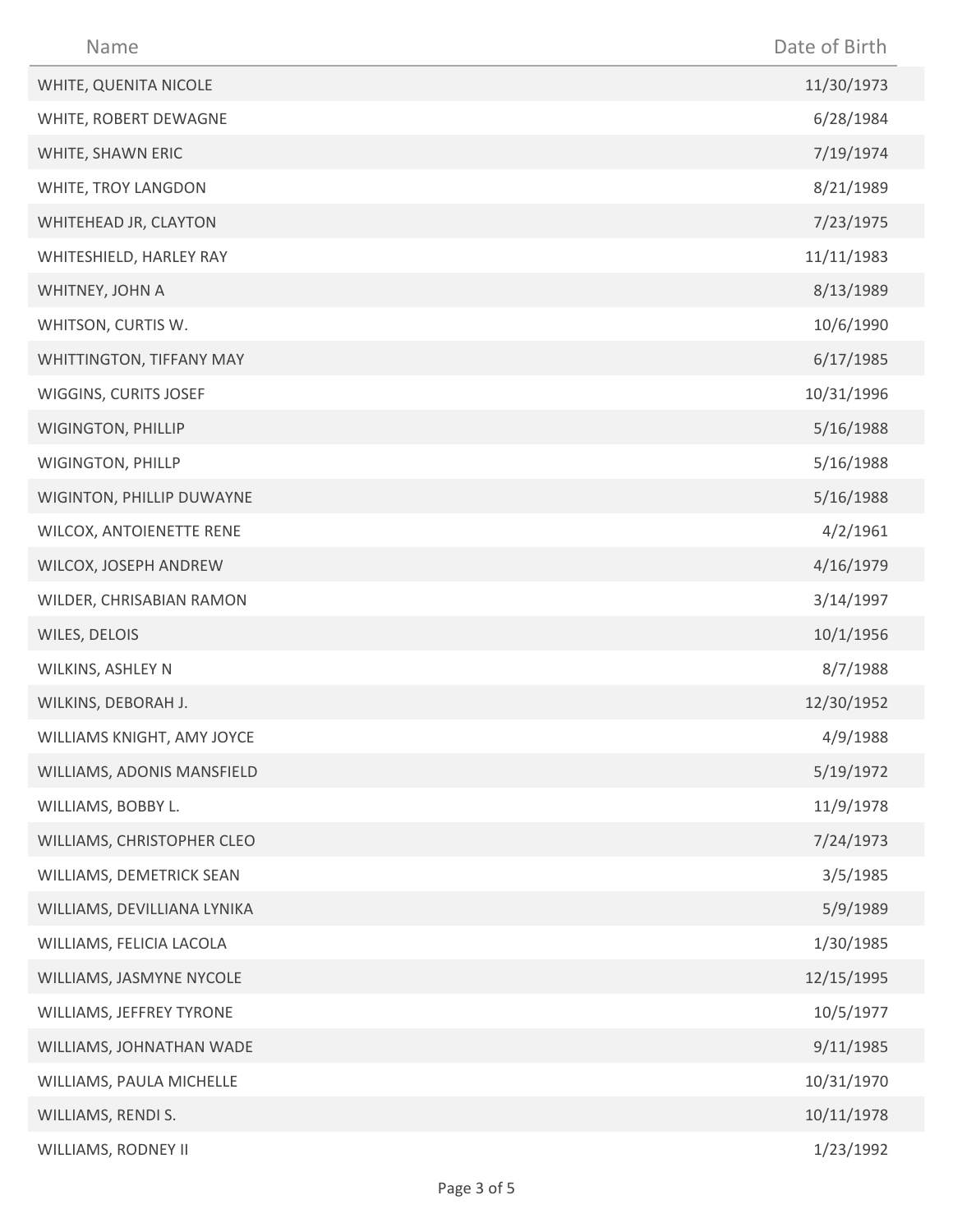| Name | Date of Birth |
| --- | --- |
| WHITE, QUENITA NICOLE | 11/30/1973 |
| WHITE, ROBERT DEWAGNE | 6/28/1984 |
| WHITE, SHAWN ERIC | 7/19/1974 |
| WHITE, TROY LANGDON | 8/21/1989 |
| WHITEHEAD JR, CLAYTON | 7/23/1975 |
| WHITESHIELD, HARLEY RAY | 11/11/1983 |
| WHITNEY, JOHN A | 8/13/1989 |
| WHITSON, CURTIS W. | 10/6/1990 |
| WHITTINGTON, TIFFANY MAY | 6/17/1985 |
| WIGGINS, CURITS JOSEF | 10/31/1996 |
| WIGINGTON, PHILLIP | 5/16/1988 |
| WIGINGTON, PHILLP | 5/16/1988 |
| WIGINTON, PHILLIP DUWAYNE | 5/16/1988 |
| WILCOX, ANTOIENETTE RENE | 4/2/1961 |
| WILCOX, JOSEPH ANDREW | 4/16/1979 |
| WILDER, CHRISABIAN RAMON | 3/14/1997 |
| WILES, DELOIS | 10/1/1956 |
| WILKINS, ASHLEY N | 8/7/1988 |
| WILKINS, DEBORAH J. | 12/30/1952 |
| WILLIAMS KNIGHT, AMY JOYCE | 4/9/1988 |
| WILLIAMS, ADONIS MANSFIELD | 5/19/1972 |
| WILLIAMS, BOBBY L. | 11/9/1978 |
| WILLIAMS, CHRISTOPHER CLEO | 7/24/1973 |
| WILLIAMS, DEMETRICK SEAN | 3/5/1985 |
| WILLIAMS, DEVILLIANA LYNIKA | 5/9/1989 |
| WILLIAMS, FELICIA LACOLA | 1/30/1985 |
| WILLIAMS, JASMYNE NYCOLE | 12/15/1995 |
| WILLIAMS, JEFFREY TYRONE | 10/5/1977 |
| WILLIAMS, JOHNATHAN WADE | 9/11/1985 |
| WILLIAMS, PAULA MICHELLE | 10/31/1970 |
| WILLIAMS, RENDI S. | 10/11/1978 |
| WILLIAMS, RODNEY II | 1/23/1992 |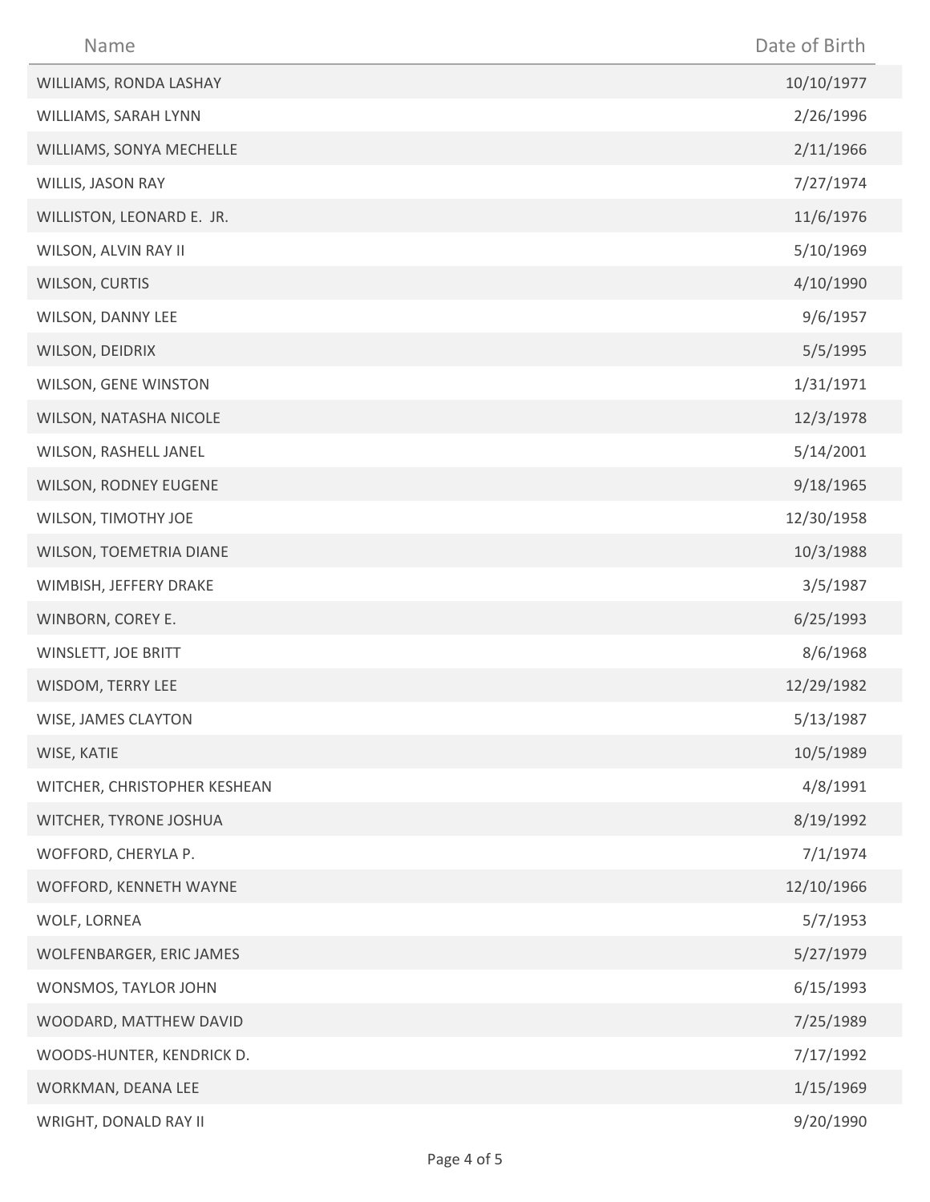| Name | Date of Birth |
| --- | --- |
| WILLIAMS, RONDA LASHAY | 10/10/1977 |
| WILLIAMS, SARAH LYNN | 2/26/1996 |
| WILLIAMS, SONYA MECHELLE | 2/11/1966 |
| WILLIS, JASON RAY | 7/27/1974 |
| WILLISTON, LEONARD E. JR. | 11/6/1976 |
| WILSON, ALVIN RAY II | 5/10/1969 |
| WILSON, CURTIS | 4/10/1990 |
| WILSON, DANNY LEE | 9/6/1957 |
| WILSON, DEIDRIX | 5/5/1995 |
| WILSON, GENE WINSTON | 1/31/1971 |
| WILSON, NATASHA NICOLE | 12/3/1978 |
| WILSON, RASHELL JANEL | 5/14/2001 |
| WILSON, RODNEY EUGENE | 9/18/1965 |
| WILSON, TIMOTHY JOE | 12/30/1958 |
| WILSON, TOEMETRIA DIANE | 10/3/1988 |
| WIMBISH, JEFFERY DRAKE | 3/5/1987 |
| WINBORN, COREY E. | 6/25/1993 |
| WINSLETT, JOE BRITT | 8/6/1968 |
| WISDOM, TERRY LEE | 12/29/1982 |
| WISE, JAMES CLAYTON | 5/13/1987 |
| WISE, KATIE | 10/5/1989 |
| WITCHER, CHRISTOPHER KESHEAN | 4/8/1991 |
| WITCHER, TYRONE JOSHUA | 8/19/1992 |
| WOFFORD, CHERYLA P. | 7/1/1974 |
| WOFFORD, KENNETH WAYNE | 12/10/1966 |
| WOLF, LORNEA | 5/7/1953 |
| WOLFENBARGER, ERIC JAMES | 5/27/1979 |
| WONSMOS, TAYLOR JOHN | 6/15/1993 |
| WOODARD, MATTHEW DAVID | 7/25/1989 |
| WOODS-HUNTER, KENDRICK D. | 7/17/1992 |
| WORKMAN, DEANA LEE | 1/15/1969 |
| WRIGHT, DONALD RAY II | 9/20/1990 |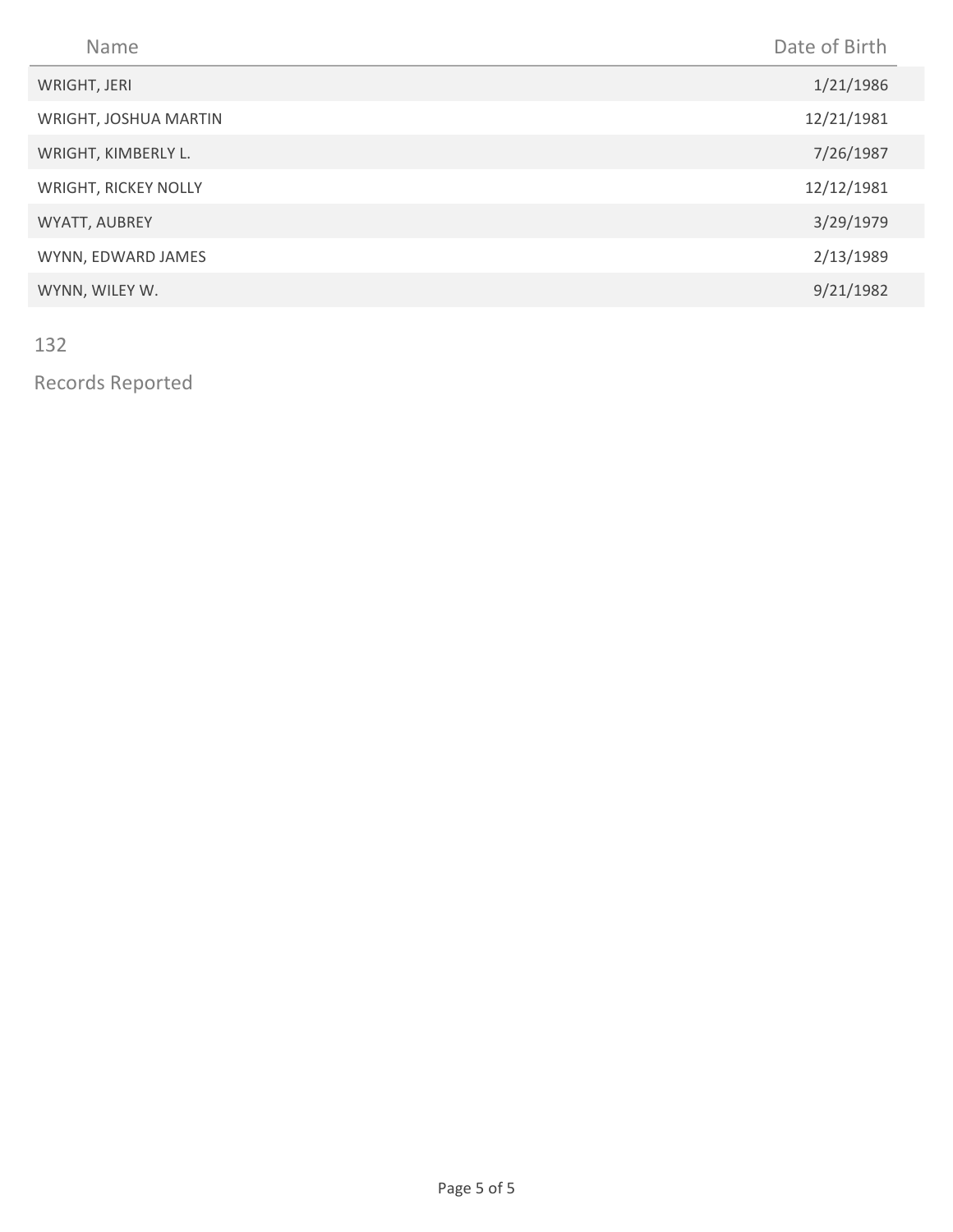| Name | Date of Birth |
| --- | --- |
| WRIGHT, JERI | 1/21/1986 |
| WRIGHT, JOSHUA MARTIN | 12/21/1981 |
| WRIGHT, KIMBERLY L. | 7/26/1987 |
| WRIGHT, RICKEY NOLLY | 12/12/1981 |
| WYATT, AUBREY | 3/29/1979 |
| WYNN, EDWARD JAMES | 2/13/1989 |
| WYNN, WILEY W. | 9/21/1982 |

132

Records Reported